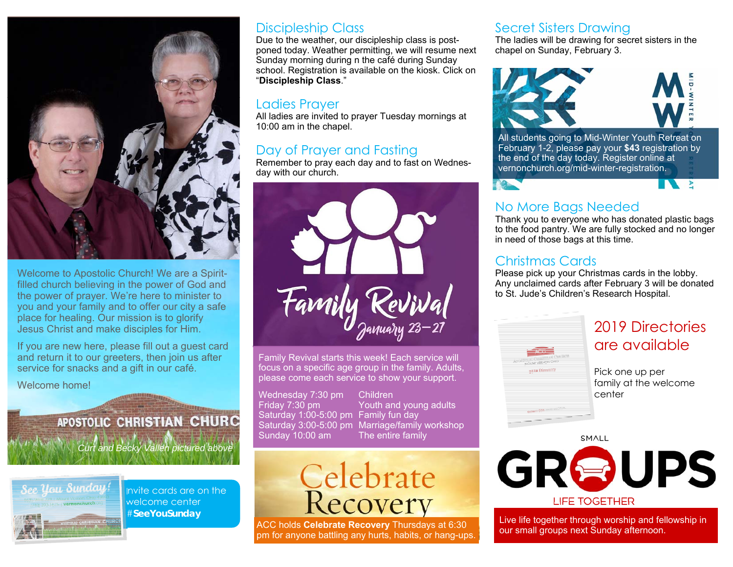Welcome to Apostolic Church! We are a Spirit-filled church believing in the power of God and the power of prayer. We're here to minister to you and your family and to offer our city a safe place for healing. Our mission is to glorify Jesus Christ and make disciples for Him.

If you are new here, please fill out a guest card and return it to our greeters, then join us after service for snacks and a gift in our café.

Welcome home!

*Curt and Becky Vallen pictured above*

Invite cards are on the welcome center #**SeeYouSunday**

## Discipleship Class

Due to the weather, our discipleship class is postponed today. Weather permitting, we will resume next Sunday morning during n the café during Sunday school. Registration is available on the kiosk. Click on "**Discipleship Class**."

## Ladies Prayer

All ladies are invited to prayer Tuesday mornings at 10:00 am in the chapel.

## Day of Prayer and Fasting

Remember to pray each day and to fast on Wednesday with our church.

## Family Revival

*January 23–27*

Family Revival starts this week! Each service will focus on a specific age group in the family. Adults, please come each service to show your support.

| | |
|---|---|
| Wednesday 7:30 pm | Children |
| Friday 7:30 pm | Youth and young adults |
| Saturday 1:00-5:00 pm | Family fun day |
| Saturday 3:00-5:00 pm | Marriage/family workshop |
| Sunday 10:00 am | The entire family |

## Celebrate Recovery

ACC holds **Celebrate Recovery** Thursdays at 6:30 pm for anyone battling any hurts, habits, or hang-ups.

## Secret Sisters Drawing

The ladies will be drawing for secret sisters in the chapel on Sunday, February 3.

## Mid-Winter Youth Retreat

All students going to Mid-Winter Youth Retreat on February 1-2, please pay your **$43** registration by the end of the day today. Register online at vernonchurch.org/mid-winter-registration.

## No More Bags Needed

Thank you to everyone who has donated plastic bags to the food pantry. We are fully stocked and no longer in need of those bags at this time.

## Christmas Cards

Please pick up your Christmas cards in the lobby. Any unclaimed cards after February 3 will be donated to St. Jude's Children's Research Hospital.

## 2019 Directories are available

Pick one up per family at the welcome center

## Small Groups

LIFE TOGETHER

Live life together through worship and fellowship in our small groups next Sunday afternoon.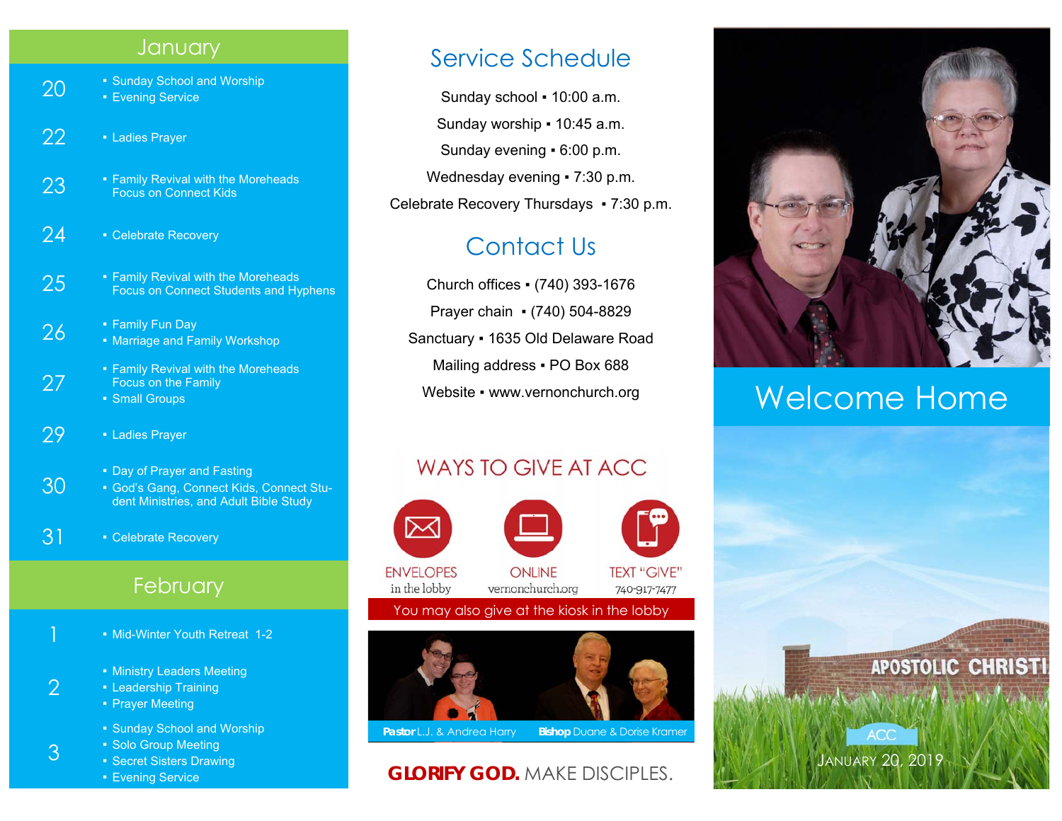## January

**20**
- Sunday School and Worship
- Evening Service

**22**
- Ladies Prayer

**23**
- Family Revival with the Moreheads
  Focus on Connect Kids

**24**
- Celebrate Recovery

**25**
- Family Revival with the Moreheads
  Focus on Connect Students and Hyphens

**26**
- Family Fun Day
- Marriage and Family Workshop

**27**
- Family Revival with the Moreheads
  Focus on the Family
- Small Groups

**29**
- Ladies Prayer

**30**
- Day of Prayer and Fasting
- God's Gang, Connect Kids, Connect Student Ministries, and Adult Bible Study

**31**
- Celebrate Recovery

## February

**1**
- Mid-Winter Youth Retreat 1-2

**2**
- Ministry Leaders Meeting
- Leadership Training
- Prayer Meeting

**3**
- Sunday School and Worship
- Solo Group Meeting
- Secret Sisters Drawing
- Evening Service

## Service Schedule

Sunday school ▪ 10:00 a.m.

Sunday worship ▪ 10:45 a.m.

Sunday evening ▪ 6:00 p.m.

Wednesday evening ▪ 7:30 p.m.

Celebrate Recovery Thursdays ▪ 7:30 p.m.

## Contact Us

Church offices ▪ (740) 393-1676

Prayer chain ▪ (740) 504-8829

Sanctuary ▪ 1635 Old Delaware Road

Mailing address ▪ PO Box 688

Website ▪ www.vernonchurch.org

## WAYS TO GIVE AT ACC

ENVELOPES
in the lobby

ONLINE
vernonchurch.org

TEXT "GIVE"
740-917-7477

You may also give at the kiosk in the lobby

**Pastor** L.J. & Andrea Harry **Bishop** Duane & Dorise Kramer

**GLORIFY GOD.** MAKE DISCIPLES.

# Welcome Home

APOSTOLIC CHRISTI

ACC

JANUARY 20, 2019